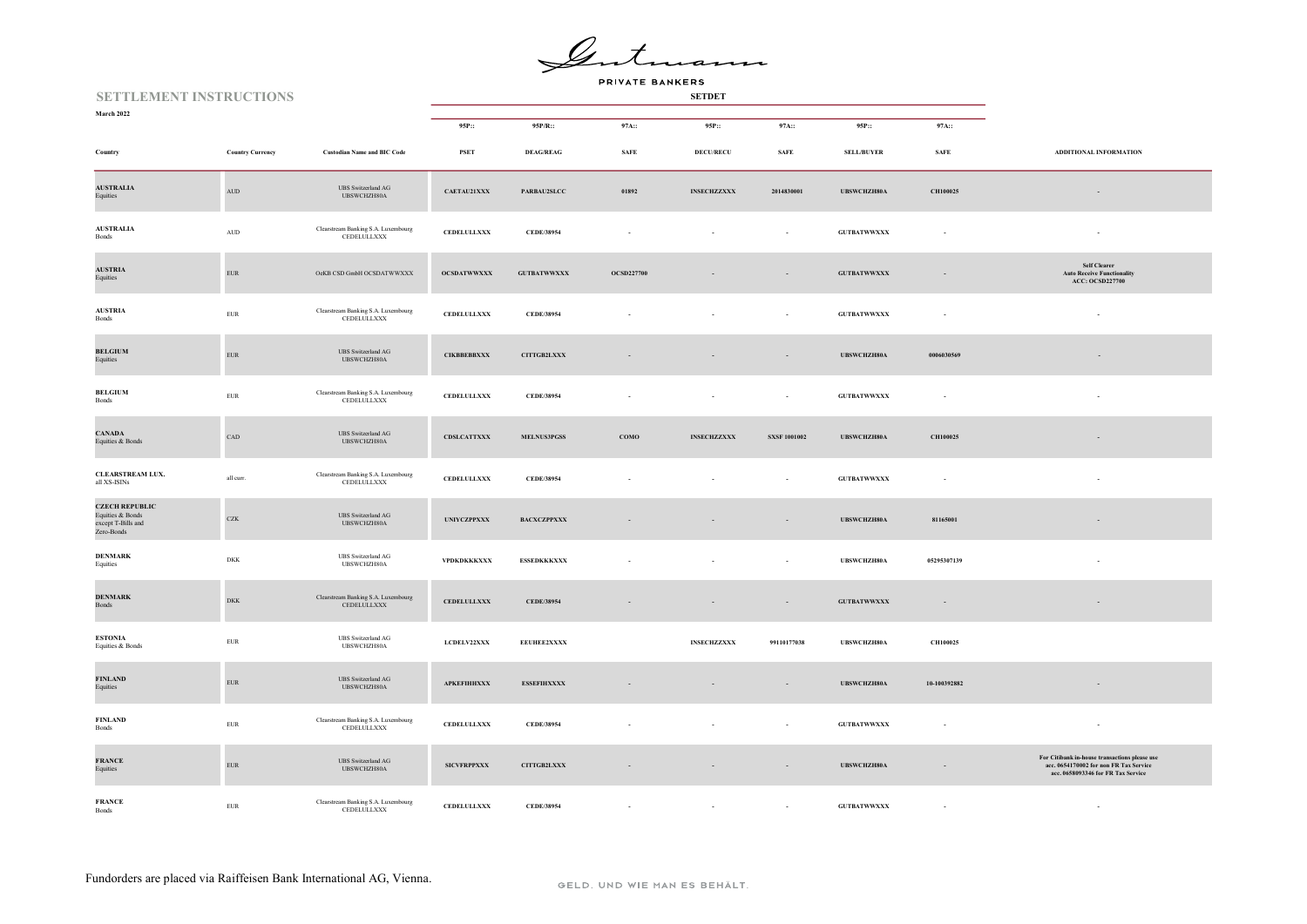# SETTLEMENT INSTRUCTIONS

**March 2022**

| | | | SETDET | | | | | | | |
|---|---|---|---|---|---|---|---|---|---|---|
| | | | 95P:: | 95P/R:: | 97A:: | 95P:: | 97A:: | 95P:: | 97A:: | |
| **Country** | **Country Currency** | **Custodian Name and BIC Code** | **PSET** | **DEAG/REAG** | **SAFE** | **DECU/RECU** | **SAFE** | **SELL/BUYER** | **SAFE** | **ADDITIONAL INFORMATION** |
| **AUSTRALIA** Equities | AUD | UBS Switzerland AG UBSWCHZH80A | **CAETAU21XXX** | **PARBAU2SLCC** | **01892** | **INSECHZZXXX** | **2014830001** | **UBSWCHZH80A** | **CH100025** | - |
| **AUSTRALIA** Bonds | AUD | Clearstream Banking S.A. Luxembourg CEDELULLXXX | **CEDELULLXXX** | **CEDE/38954** | - | - | - | **GUTBATWWXXX** | - | - |
| **AUSTRIA** Equities | EUR | OeKB CSD GmbH OCSDATWWXXX | **OCSDATWWXXX** | **GUTBATWWXXX** | **OCSD227700** | - | - | **GUTBATWWXXX** | - | **Self Clearer Auto Receive Functionality ACC: OCSD227700** |
| **AUSTRIA** Bonds | EUR | Clearstream Banking S.A. Luxembourg CEDELULLXXX | **CEDELULLXXX** | **CEDE/38954** | - | - | - | **GUTBATWWXXX** | - | - |
| **BELGIUM** Equities | EUR | UBS Switzerland AG UBSWCHZH80A | **CIKBBEBBXXX** | **CITTGB2LXXX** | - | - | - | **UBSWCHZH80A** | **0006030569** | - |
| **BELGIUM** Bonds | EUR | Clearstream Banking S.A. Luxembourg CEDELULLXXX | **CEDELULLXXX** | **CEDE/38954** | - | - | - | **GUTBATWWXXX** | - | - |
| **CANADA** Equities & Bonds | CAD | UBS Switzerland AG UBSWCHZH80A | **CDSLCATTXXX** | **MELNUS3PGSS** | **COMO** | **INSECHZZXXX** | **SXSF 1001002** | **UBSWCHZH80A** | **CH100025** | - |
| **CLEARSTREAM LUX.** all XS-ISINs | all curr. | Clearstream Banking S.A. Luxembourg CEDELULLXXX | **CEDELULLXXX** | **CEDE/38954** | - | - | - | **GUTBATWWXXX** | - | - |
| **CZECH REPUBLIC** Equities & Bonds except T-Bills and Zero-Bonds | CZK | UBS Switzerland AG UBSWCHZH80A | **UNIYCZPPXXX** | **BACXCZPPXXX** | - | - | - | **UBSWCHZH80A** | **81165001** | - |
| **DENMARK** Equities | DKK | UBS Switzerland AG UBSWCHZH80A | **VPDKDKKKXXX** | **ESSEDKKKXXX** | - | - | - | **UBSWCHZH80A** | **05295307139** | - |
| **DENMARK** Bonds | DKK | Clearstream Banking S.A. Luxembourg CEDELULLXXX | **CEDELULLXXX** | **CEDE/38954** | - | - | - | **GUTBATWWXXX** | - | - |
| **ESTONIA** Equities & Bonds | EUR | UBS Switzerland AG UBSWCHZH80A | **LCDELV22XXX** | **EEUHEE2XXXX** | | **INSECHZZXXX** | **99110177038** | **UBSWCHZH80A** | **CH100025** | |
| **FINLAND** Equities | EUR | UBS Switzerland AG UBSWCHZH80A | **APKEFIHHXXX** | **ESSEFIHXXXX** | - | - | - | **UBSWCHZH80A** | **10-100392882** | - |
| **FINLAND** Bonds | EUR | Clearstream Banking S.A. Luxembourg CEDELULLXXX | **CEDELULLXXX** | **CEDE/38954** | - | - | - | **GUTBATWWXXX** | - | - |
| **FRANCE** Equities | EUR | UBS Switzerland AG UBSWCHZH80A | **SICVFRPPXXX** | **CITTGB2LXXX** | - | - | - | **UBSWCHZH80A** | - | **For Citibank in-house transactions please use acc. 0654170002 for non FR Tax Service acc. 0658093346 for FR Tax Service** |
| **FRANCE** Bonds | EUR | Clearstream Banking S.A. Luxembourg CEDELULLXXX | **CEDELULLXXX** | **CEDE/38954** | - | - | - | **GUTBATWWXXX** | - | - |

Fundorders are placed via Raiffeisen Bank International AG, Vienna.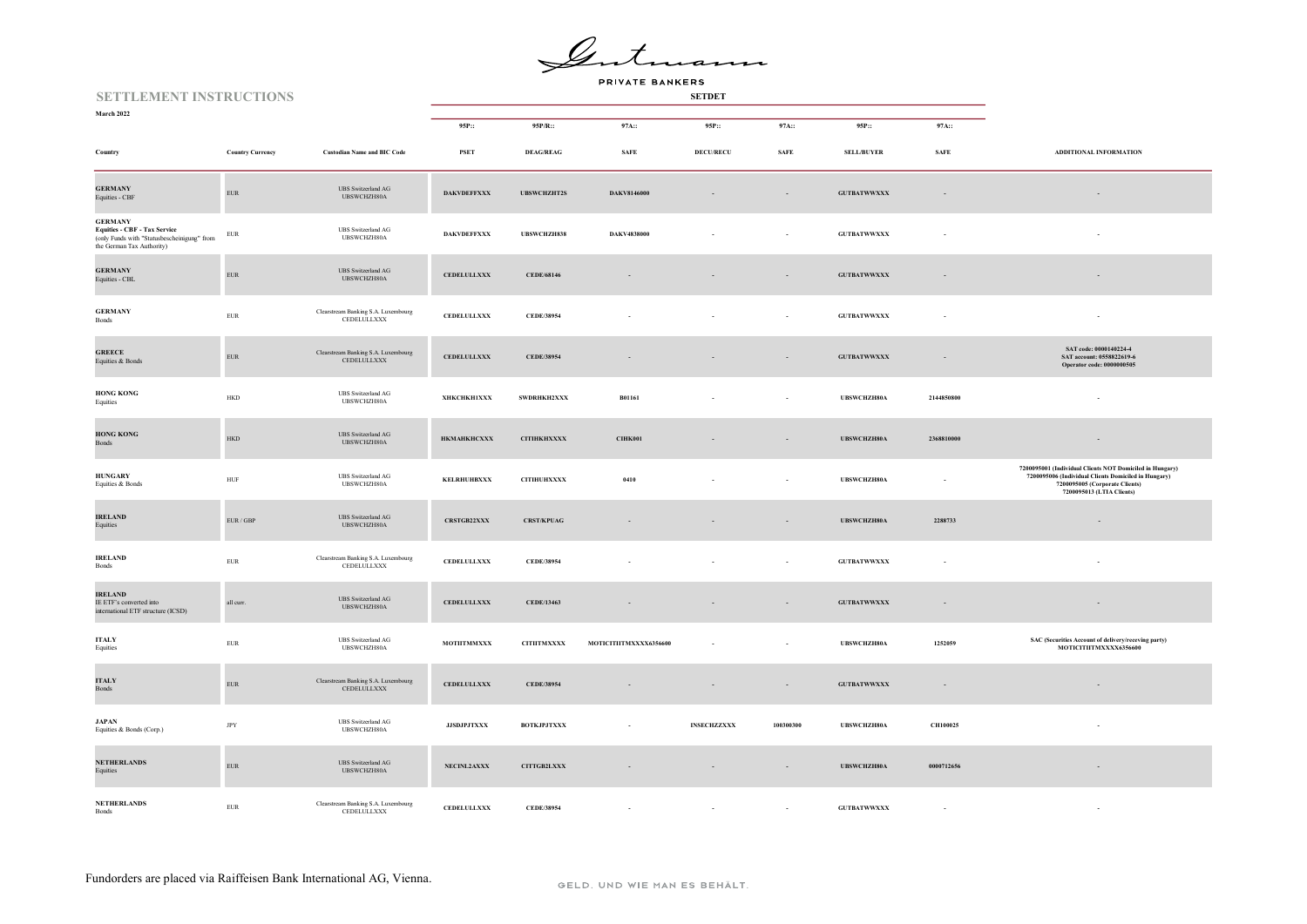# SETTLEMENT INSTRUCTIONS

**March 2022**

Gutmann PRIVATE BANKERS

**SETDET**

| | | | 95P:: | 95P/R:: | 97A:: | 95P:: | 97A:: | 95P:: | 97A:: | |
|---|---|---|---|---|---|---|---|---|---|---|
| **Country** | **Country Currency** | **Custodian Name and BIC Code** | **PSET** | **DEAG/REAG** | **SAFE** | **DECU/RECU** | **SAFE** | **SELL/BUYER** | **SAFE** | **ADDITIONAL INFORMATION** |
| **GERMANY** Equities - CBF | EUR | UBS Switzerland AG UBSWCHZH80A | **DAKVDEFFXXX** | **UBSWCHZHT2S** | **DAKV8146000** | - | - | **GUTBATWWXXX** | - | - |
| **GERMANY Equities - CBF - Tax Service** (only Funds with "Statusbescheinigung" from the German Tax Authority) | EUR | UBS Switzerland AG UBSWCHZH80A | **DAKVDEFFXXX** | **UBSWCHZH838** | **DAKV4838000** | - | - | **GUTBATWWXXX** | - | - |
| **GERMANY** Equities - CBL | EUR | UBS Switzerland AG UBSWCHZH80A | **CEDELULLXXX** | **CEDE/68146** | - | - | - | **GUTBATWWXXX** | - | - |
| **GERMANY** Bonds | EUR | Clearstream Banking S.A. Luxembourg CEDELULLXXX | **CEDELULLXXX** | **CEDE/38954** | - | - | - | **GUTBATWWXXX** | - | - |
| **GREECE** Equities & Bonds | EUR | Clearstream Banking S.A. Luxembourg CEDELULLXXX | **CEDELULLXXX** | **CEDE/38954** | - | - | - | **GUTBATWWXXX** | - | **SAT code: 0000140224-4 SAT account: 0558822619-6 Operator code: 0000000505** |
| **HONG KONG** Equities | HKD | UBS Switzerland AG UBSWCHZH80A | **XHKCHKH1XXX** | **SWDRHKH2XXX** | **B01161** | - | - | **UBSWCHZH80A** | **2144850800** | - |
| **HONG KONG** Bonds | HKD | UBS Switzerland AG UBSWCHZH80A | **HKMAHKHCXXX** | **CITIHKHXXXX** | **CIHK001** | - | - | **UBSWCHZH80A** | **2368810000** | - |
| **HUNGARY** Equities & Bonds | HUF | UBS Switzerland AG UBSWCHZH80A | **KELRHUHBXXX** | **CITIHUHXXXX** | **0410** | - | - | **UBSWCHZH80A** | - | **7200095001 (Individual Clients NOT Domiciled in Hungary) 7200095006 (Individual Clients Domiciled in Hungary) 7200095005 (Corporate Clients) 7200095013 (LTIA Clients)** |
| **IRELAND** Equities | EUR / GBP | UBS Switzerland AG UBSWCHZH80A | **CRSTGB22XXX** | **CRST/KPUAG** | - | - | - | **UBSWCHZH80A** | **2288733** | - |
| **IRELAND** Bonds | EUR | Clearstream Banking S.A. Luxembourg CEDELULLXXX | **CEDELULLXXX** | **CEDE/38954** | - | - | - | **GUTBATWWXXX** | - | - |
| **IRELAND** IE ETF's converted into international ETF structure (ICSD) | all curr. | UBS Switzerland AG UBSWCHZH80A | **CEDELULLXXX** | **CEDE/13463** | - | - | - | **GUTBATWWXXX** | - | - |
| **ITALY** Equities | EUR | UBS Switzerland AG UBSWCHZH80A | **MOTIITMMXXX** | **CITIITMXXXX** | **MOTICITIITMXXXX6356600** | - | - | **UBSWCHZH80A** | **1252059** | **SAC (Securities Account of delivery/receiving party) MOTICITIITMXXXX6356600** |
| **ITALY** Bonds | EUR | Clearstream Banking S.A. Luxembourg CEDELULLXXX | **CEDELULLXXX** | **CEDE/38954** | - | - | - | **GUTBATWWXXX** | - | - |
| **JAPAN** Equities & Bonds (Corp.) | JPY | UBS Switzerland AG UBSWCHZH80A | **JJSDJPJTXXX** | **BOTKJPJTXXX** | - | **INSECHZZXXX** | **100300300** | **UBSWCHZH80A** | **CH100025** | - |
| **NETHERLANDS** Equities | EUR | UBS Switzerland AG UBSWCHZH80A | **NECINL2AXXX** | **CITTGB2LXXX** | - | - | - | **UBSWCHZH80A** | **0000712656** | - |
| **NETHERLANDS** Bonds | EUR | Clearstream Banking S.A. Luxembourg CEDELULLXXX | **CEDELULLXXX** | **CEDE/38954** | - | - | - | **GUTBATWWXXX** | - | - |

Fundorders are placed via Raiffeisen Bank International AG, Vienna.

GELD. UND WIE MAN ES BEHÄLT.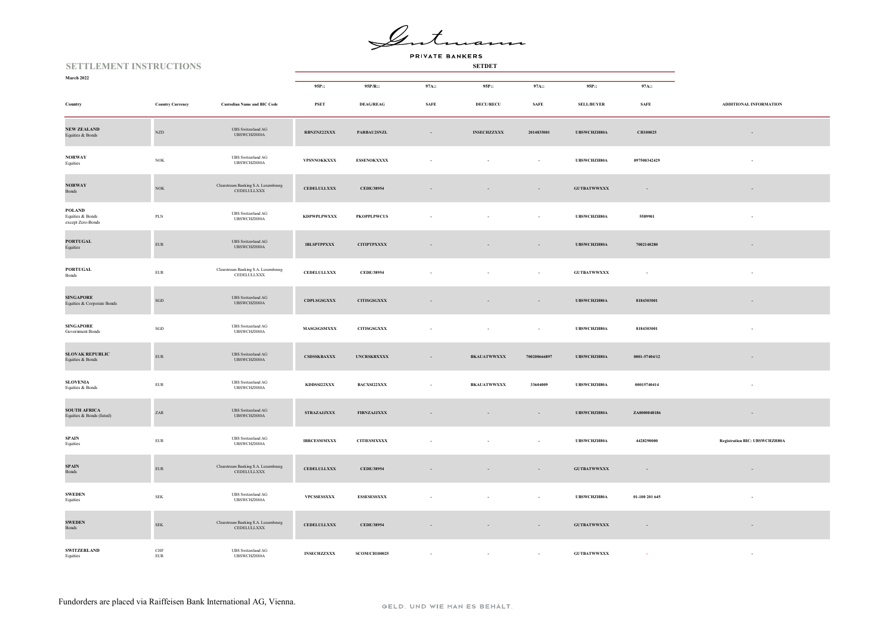# SETTLEMENT INSTRUCTIONS

**March 2022**

| | | | SETDET | | | | | | | |
|---|---|---|---|---|---|---|---|---|---|---|
| | | | 95P:: | 95P/R:: | 97A:: | 95P:: | 97A:: | 95P:: | 97A:: | |
| **Country** | **Country Currency** | **Custodian Name and BIC Code** | **PSET** | **DEAG/REAG** | **SAFE** | **DECU/RECU** | **SAFE** | **SELL/BUYER** | **SAFE** | **ADDITIONAL INFORMATION** |
| **NEW ZEALAND** Equities & Bonds | NZD | UBS Switzerland AG UBSWCHZH80A | RBNZNZ22XXX | PARBAU2SNZL | - | INSECHZZXXX | 2014835001 | UBSWCHZH80A | CH100025 | - |
| **NORWAY** Equities | NOK | UBS Switzerland AG UBSWCHZH80A | VPSNNOKKXXX | ESSENOKXXXX | - | - | - | UBSWCHZH80A | 097500342429 | - |
| **NORWAY** Bonds | NOK | Clearstream Banking S.A. Luxembourg CEDELULLXXX | CEDELULLXXX | CEDE/38954 | - | - | - | GUTBATWWXXX | - | - |
| **POLAND** Equities & Bonds except Zero-Bonds | PLN | UBS Switzerland AG UBSWCHZH80A | KDPWPLPWXXX | PKOPPLPWCUS | - | - | - | UBSWCHZH80A | 5589901 | - |
| **PORTUGAL** Equities | EUR | UBS Switzerland AG UBSWCHZH80A | IBLSPTPPXXX | CITIPTPXXXX | - | - | - | UBSWCHZH80A | 7002140280 | - |
| **PORTUGAL** Bonds | EUR | Clearstream Banking S.A. Luxembourg CEDELULLXXX | CEDELULLXXX | CEDE/38954 | - | - | - | GUTBATWWXXX | - | - |
| **SINGAPORE** Equities & Corporate Bonds | SGD | UBS Switzerland AG UBSWCHZH80A | CDPLSGSGXXX | CITISGSGXXX | - | - | - | UBSWCHZH80A | 8184303001 | - |
| **SINGAPORE** Government Bonds | SGD | UBS Switzerland AG UBSWCHZH80A | MASGSGSMXXX | CITISGSGXXX | - | - | - | UBSWCHZH80A | 8184303001 | - |
| **SLOVAK REPUBLIC** Equities & Bonds | EUR | UBS Switzerland AG UBSWCHZH80A | CSDSSKBAXXX | UNCRSKBXXXX | - | BKAUATWWXXX | 700200666897 | UBSWCHZH80A | 0001-57404/12 | - |
| **SLOVENIA** Equities & Bonds | EUR | UBS Switzerland AG UBSWCHZH80A | KDDSSI22XXX | BACXSI22XXX | - | BKAUATWWXXX | 33604009 | UBSWCHZH80A | 00015740414 | - |
| **SOUTH AFRICA** Equities & Bonds (listed) | ZAR | UBS Switzerland AG UBSWCHZH80A | STRAZAJJXXX | FIRNZAJJXXX | - | - | - | UBSWCHZH80A | ZA0000048186 | - |
| **SPAIN** Equities | EUR | UBS Switzerland AG UBSWCHZH80A | IBRCESMMXXX | CITIESMXXXX | - | - | - | UBSWCHZH80A | 4428290000 | Registration BIC: UBSWCHZH80A |
| **SPAIN** Bonds | EUR | Clearstream Banking S.A. Luxembourg CEDELULLXXX | CEDELULLXXX | CEDE/38954 | - | - | - | GUTBATWWXXX | - | - |
| **SWEDEN** Equities | SEK | UBS Switzerland AG UBSWCHZH80A | VPCSSESSXXX | ESSESESSXXX | - | - | - | UBSWCHZH80A | 01-100 201 645 | - |
| **SWEDEN** Bonds | SEK | Clearstream Banking S.A. Luxembourg CEDELULLXXX | CEDELULLXXX | CEDE/38954 | - | - | - | GUTBATWWXXX | - | - |
| **SWITZERLAND** Equities | CHF EUR | UBS Switzerland AG UBSWCHZH80A | INSECHZZXXX | SCOM/CH100025 | - | - | - | GUTBATWWXXX | - | - |

Fundorders are placed via Raiffeisen Bank International AG, Vienna.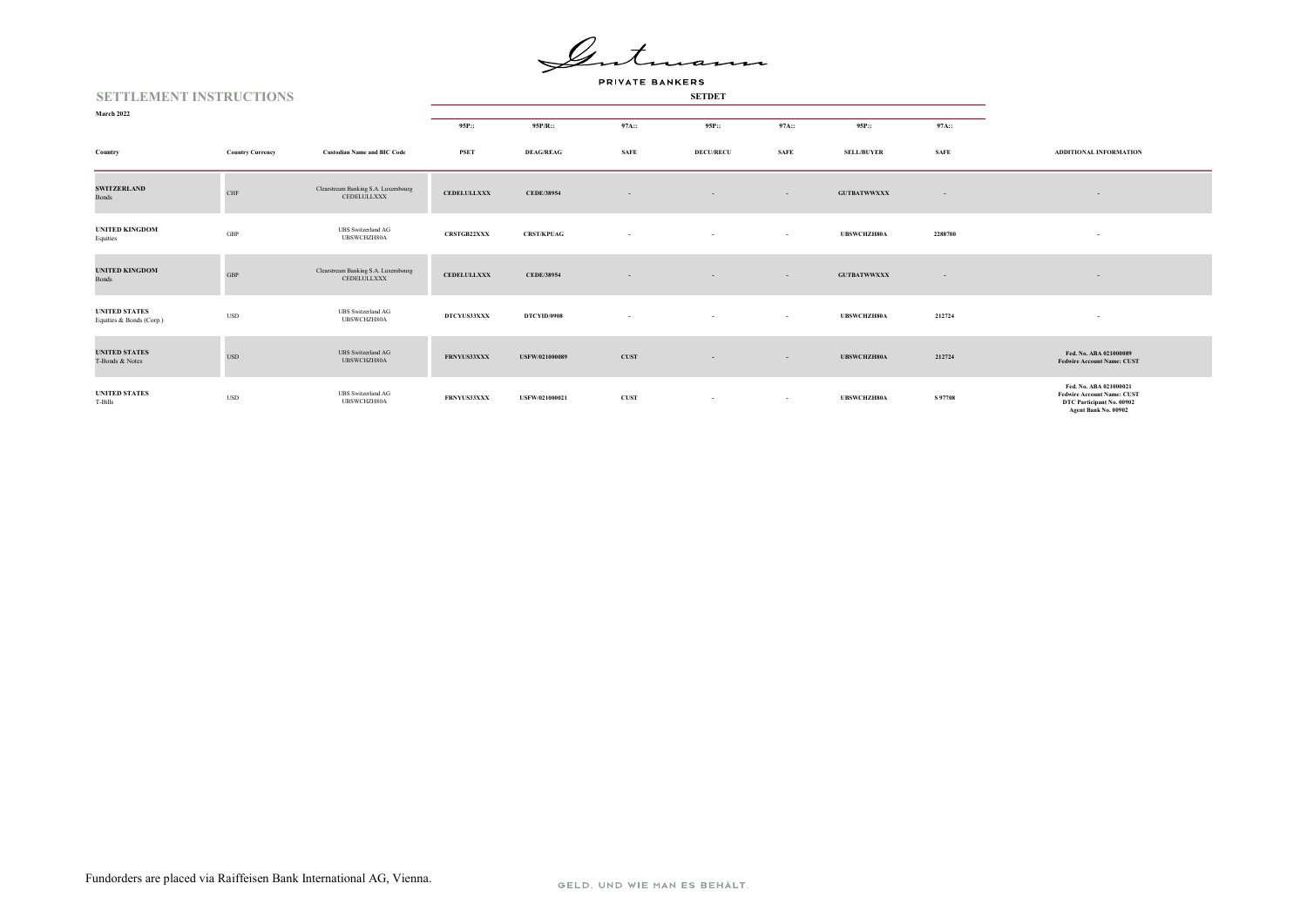Gutmann

PRIVATE BANKERS

# SETTLEMENT INSTRUCTIONS

**March 2022**

| | | | SETDET | | | | | | | |
|---|---|---|---|---|---|---|---|---|---|---|
| | | | **95P::** | **95P/R::** | **97A::** | **95P::** | **97A::** | **95P::** | **97A::** | |
| **Country** | **Country Currency** | **Custodian Name and BIC Code** | **PSET** | **DEAG/REAG** | **SAFE** | **DECU/RECU** | **SAFE** | **SELL/BUYER** | **SAFE** | **ADDITIONAL INFORMATION** |
| **SWITZERLAND** Bonds | CHF | Clearstream Banking S.A. Luxembourg CEDELULLXXX | **CEDELULLXXX** | **CEDE/38954** | - | - | - | **GUTBATWWXXX** | - | - |
| **UNITED KINGDOM** Equities | GBP | UBS Switzerland AG UBSWCHZH80A | **CRSTGB22XXX** | **CRST/KPUAG** | - | - | - | **UBSWCHZH80A** | **2288700** | - |
| **UNITED KINGDOM** Bonds | GBP | Clearstream Banking S.A. Luxembourg CEDELULLXXX | **CEDELULLXXX** | **CEDE/38954** | - | - | - | **GUTBATWWXXX** | - | - |
| **UNITED STATES** Equities & Bonds (Corp.) | USD | UBS Switzerland AG UBSWCHZH80A | **DTCYUS33XXX** | **DTCYID/0908** | - | - | - | **UBSWCHZH80A** | **212724** | - |
| **UNITED STATES** T-Bonds & Notes | USD | UBS Switzerland AG UBSWCHZH80A | **FRNYUS33XXX** | **USFW/021000089** | **CUST** | - | - | **UBSWCHZH80A** | **212724** | **Fed. No. ABA 021000089 Fedwire Account Name: CUST** |
| **UNITED STATES** T-Bills | USD | UBS Switzerland AG UBSWCHZH80A | **FRNYUS33XXX** | **USFW/021000021** | **CUST** | - | - | **UBSWCHZH80A** | **S 97708** | **Fed. No. ABA 021000021 Fedwire Account Name: CUST DTC Participant No. 00902 Agent Bank No. 00902** |

Fundorders are placed via Raiffeisen Bank International AG, Vienna.

GELD. UND WIE MAN ES BEHÄLT.